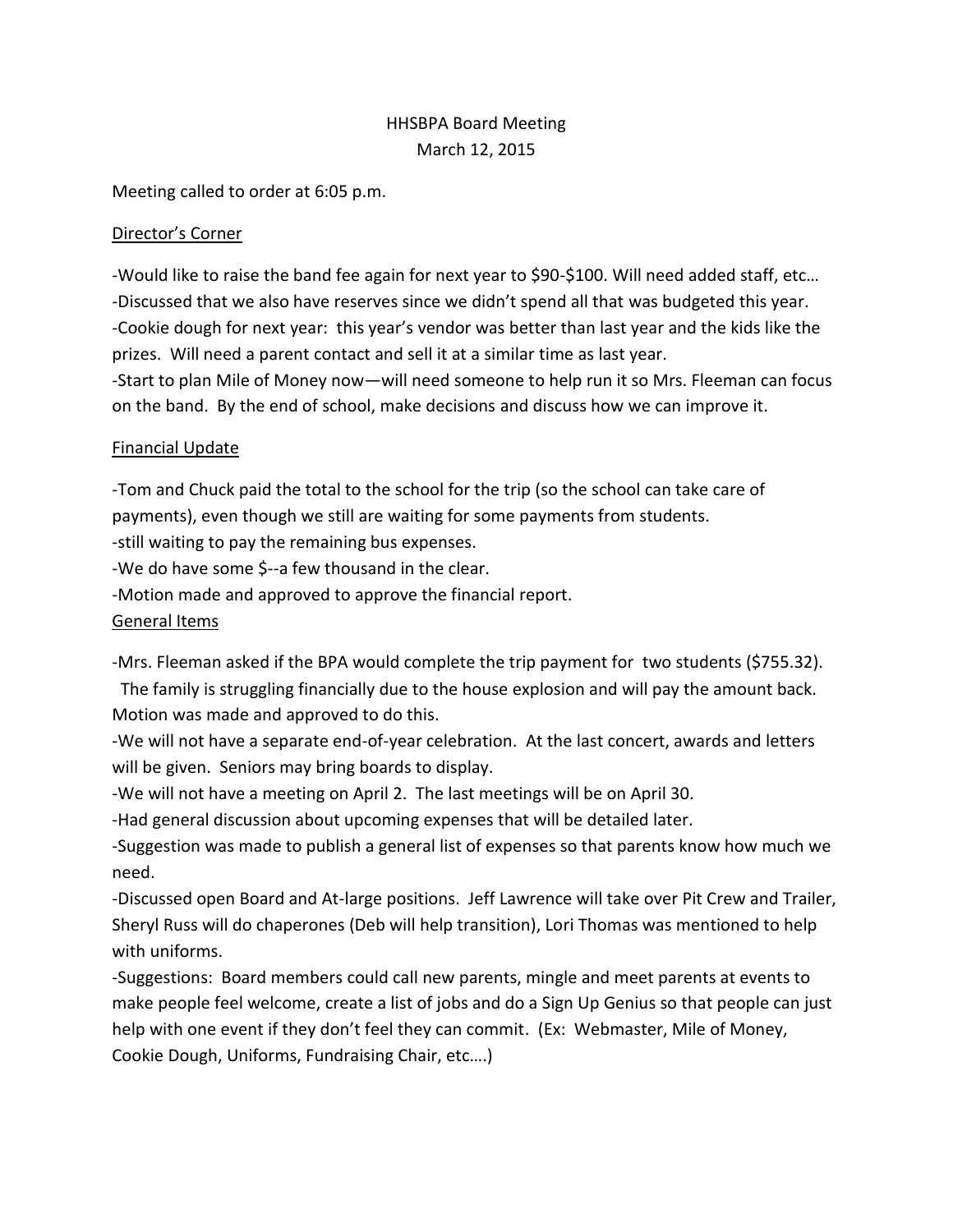# HHSBPA Board Meeting

March 12, 2015

Meeting called to order at 6:05 p.m.

## Director's Corner

-Would like to raise the band fee again for next year to $90-$100. Will need added staff, etc…
-Discussed that we also have reserves since we didn't spend all that was budgeted this year.
-Cookie dough for next year: this year's vendor was better than last year and the kids like the prizes. Will need a parent contact and sell it at a similar time as last year.
-Start to plan Mile of Money now—will need someone to help run it so Mrs. Fleeman can focus on the band. By the end of school, make decisions and discuss how we can improve it.

## Financial Update

-Tom and Chuck paid the total to the school for the trip (so the school can take care of payments), even though we still are waiting for some payments from students.
-still waiting to pay the remaining bus expenses.
-We do have some $--a few thousand in the clear.
-Motion made and approved to approve the financial report.

## General Items

-Mrs. Fleeman asked if the BPA would complete the trip payment for two students ($755.32). The family is struggling financially due to the house explosion and will pay the amount back. Motion was made and approved to do this.
-We will not have a separate end-of-year celebration. At the last concert, awards and letters will be given. Seniors may bring boards to display.
-We will not have a meeting on April 2. The last meetings will be on April 30.
-Had general discussion about upcoming expenses that will be detailed later.
-Suggestion was made to publish a general list of expenses so that parents know how much we need.
-Discussed open Board and At-large positions. Jeff Lawrence will take over Pit Crew and Trailer, Sheryl Russ will do chaperones (Deb will help transition), Lori Thomas was mentioned to help with uniforms.
-Suggestions: Board members could call new parents, mingle and meet parents at events to make people feel welcome, create a list of jobs and do a Sign Up Genius so that people can just help with one event if they don't feel they can commit. (Ex: Webmaster, Mile of Money, Cookie Dough, Uniforms, Fundraising Chair, etc….)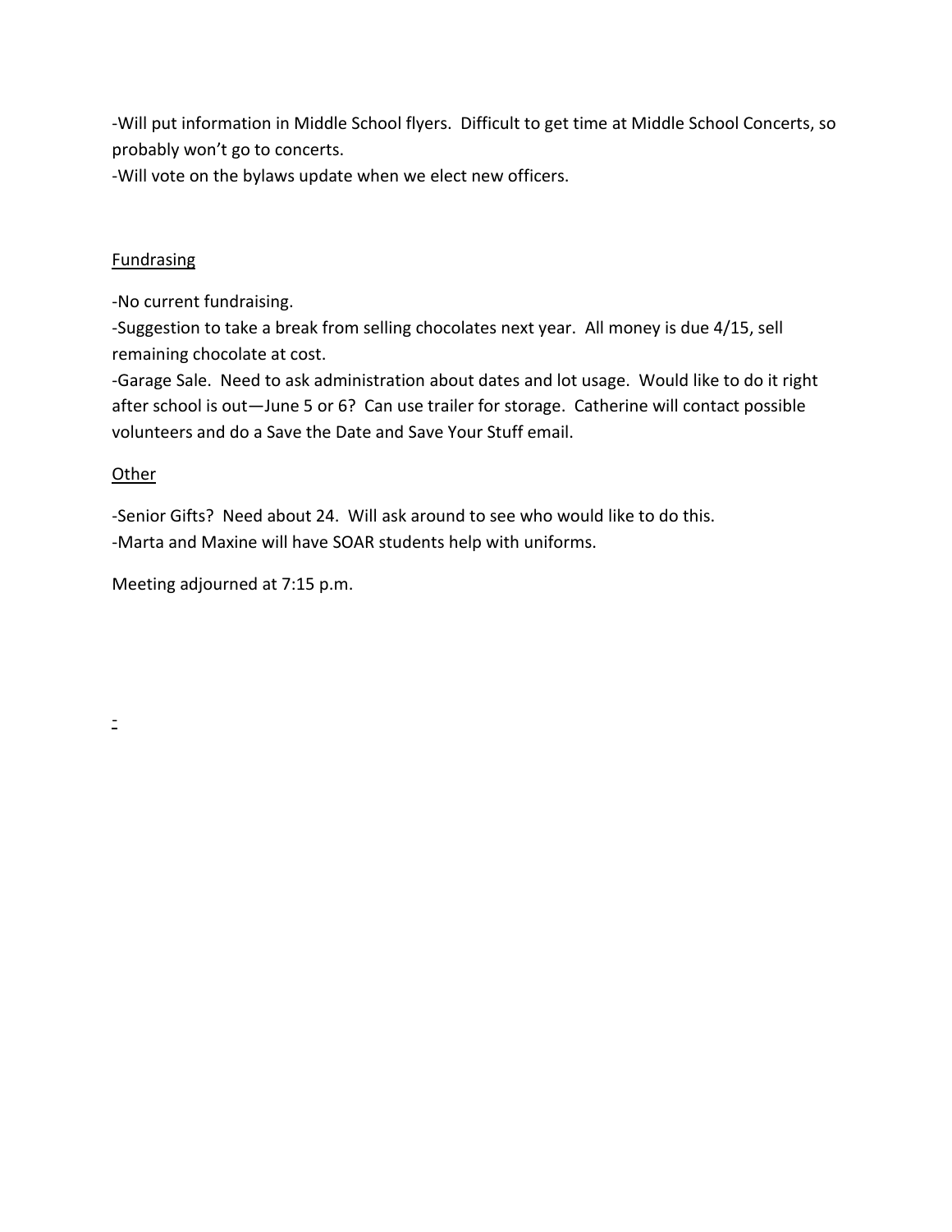-Will put information in Middle School flyers.  Difficult to get time at Middle School Concerts, so probably won't go to concerts.
-Will vote on the bylaws update when we elect new officers.

<u>Fundrasing</u>

-No current fundraising.
-Suggestion to take a break from selling chocolates next year.  All money is due 4/15, sell remaining chocolate at cost.
-Garage Sale.  Need to ask administration about dates and lot usage.  Would like to do it right after school is out—June 5 or 6?  Can use trailer for storage.  Catherine will contact possible volunteers and do a Save the Date and Save Your Stuff email.

<u>Other</u>

-Senior Gifts?  Need about 24.  Will ask around to see who would like to do this.
-Marta and Maxine will have SOAR students help with uniforms.

Meeting adjourned at 7:15 p.m.

-